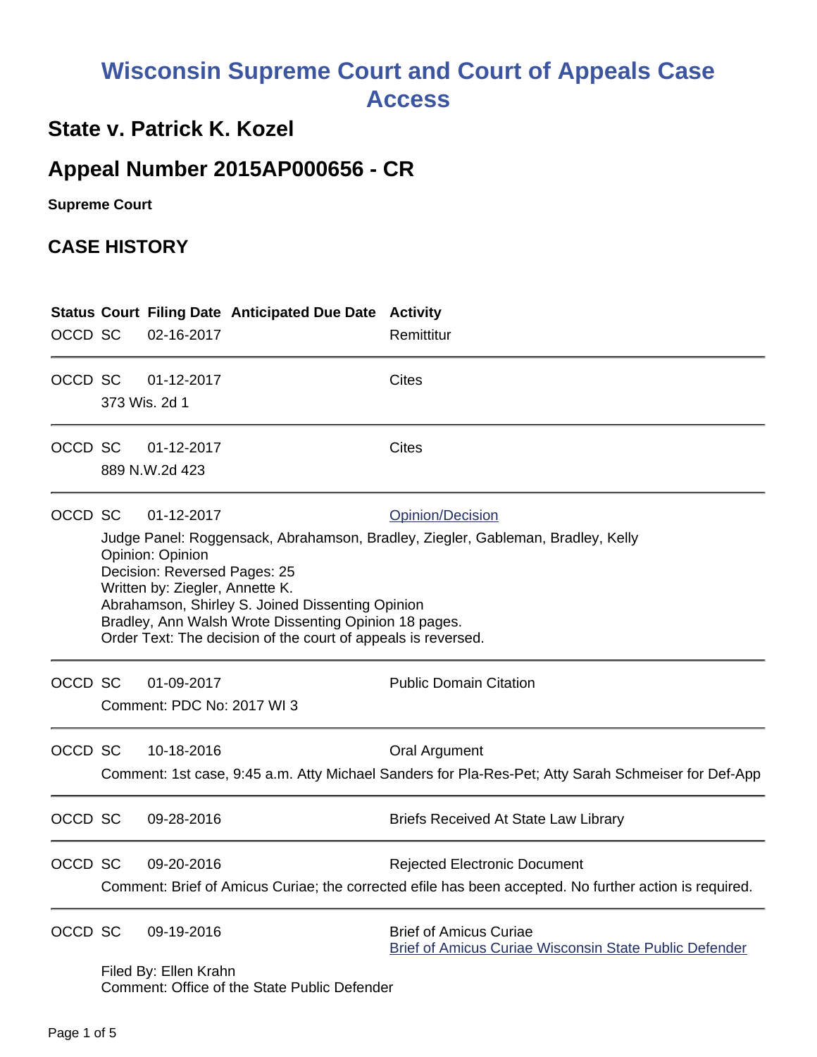# Wisconsin Supreme Court and Court of Appeals Case Access

## State v. Patrick K. Kozel

## Appeal Number 2015AP000656 - CR

**Supreme Court**

## CASE HISTORY

| Status | Court | Filing Date | Anticipated Due Date | Activity |
|---|---|---|---|---|
| OCCD | SC | 02-16-2017 | | Remittitur |

| Status | Court | Filing Date | Anticipated Due Date | Activity |
|---|---|---|---|---|
| OCCD | SC | 01-12-2017 | | Cites |

373 Wis. 2d 1

| Status | Court | Filing Date | Anticipated Due Date | Activity |
|---|---|---|---|---|
| OCCD | SC | 01-12-2017 | | Cites |

889 N.W.2d 423

| Status | Court | Filing Date | Anticipated Due Date | Activity |
|---|---|---|---|---|
| OCCD | SC | 01-12-2017 | | Opinion/Decision |

Judge Panel: Roggensack, Abrahamson, Bradley, Ziegler, Gableman, Bradley, Kelly
Opinion: Opinion
Decision: Reversed Pages: 25
Written by: Ziegler, Annette K.
Abrahamson, Shirley S. Joined Dissenting Opinion
Bradley, Ann Walsh Wrote Dissenting Opinion 18 pages.
Order Text: The decision of the court of appeals is reversed.

| Status | Court | Filing Date | Anticipated Due Date | Activity |
|---|---|---|---|---|
| OCCD | SC | 01-09-2017 | | Public Domain Citation |

Comment: PDC No: 2017 WI 3

| Status | Court | Filing Date | Anticipated Due Date | Activity |
|---|---|---|---|---|
| OCCD | SC | 10-18-2016 | | Oral Argument |

Comment: 1st case, 9:45 a.m. Atty Michael Sanders for Pla-Res-Pet; Atty Sarah Schmeiser for Def-App

| Status | Court | Filing Date | Anticipated Due Date | Activity |
|---|---|---|---|---|
| OCCD | SC | 09-28-2016 | | Briefs Received At State Law Library |

| Status | Court | Filing Date | Anticipated Due Date | Activity |
|---|---|---|---|---|
| OCCD | SC | 09-20-2016 | | Rejected Electronic Document |

Comment: Brief of Amicus Curiae; the corrected efile has been accepted. No further action is required.

| Status | Court | Filing Date | Anticipated Due Date | Activity |
|---|---|---|---|---|
| OCCD | SC | 09-19-2016 | | Brief of Amicus Curiae<br>Brief of Amicus Curiae Wisconsin State Public Defender |

Filed By: Ellen Krahn
Comment: Office of the State Public Defender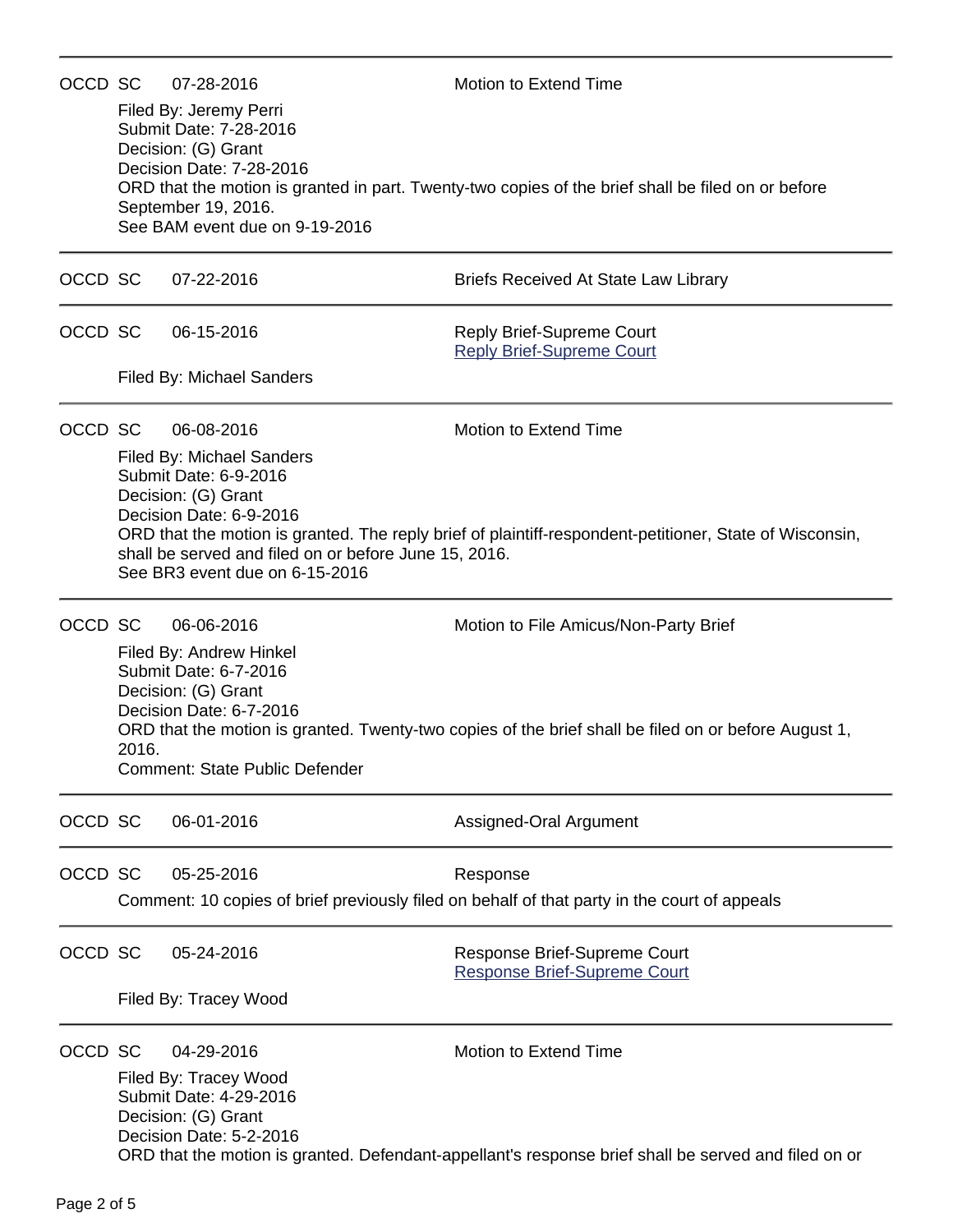---

OCCD SC 07-28-2016 Motion to Extend Time

Filed By: Jeremy Perri
Submit Date: 7-28-2016
Decision: (G) Grant
Decision Date: 7-28-2016
ORD that the motion is granted in part. Twenty-two copies of the brief shall be filed on or before September 19, 2016.
See BAM event due on 9-19-2016

---

OCCD SC 07-22-2016 Briefs Received At State Law Library

---

OCCD SC 06-15-2016 Reply Brief-Supreme Court
Reply Brief-Supreme Court

Filed By: Michael Sanders

---

OCCD SC 06-08-2016 Motion to Extend Time

Filed By: Michael Sanders
Submit Date: 6-9-2016
Decision: (G) Grant
Decision Date: 6-9-2016
ORD that the motion is granted. The reply brief of plaintiff-respondent-petitioner, State of Wisconsin, shall be served and filed on or before June 15, 2016.
See BR3 event due on 6-15-2016

---

OCCD SC 06-06-2016 Motion to File Amicus/Non-Party Brief

Filed By: Andrew Hinkel
Submit Date: 6-7-2016
Decision: (G) Grant
Decision Date: 6-7-2016
ORD that the motion is granted. Twenty-two copies of the brief shall be filed on or before August 1, 2016.
Comment: State Public Defender

---

OCCD SC 06-01-2016 Assigned-Oral Argument

---

OCCD SC 05-25-2016 Response

Comment: 10 copies of brief previously filed on behalf of that party in the court of appeals

---

OCCD SC 05-24-2016 Response Brief-Supreme Court
Response Brief-Supreme Court

Filed By: Tracey Wood

---

OCCD SC 04-29-2016 Motion to Extend Time

Filed By: Tracey Wood
Submit Date: 4-29-2016
Decision: (G) Grant
Decision Date: 5-2-2016
ORD that the motion is granted. Defendant-appellant's response brief shall be served and filed on or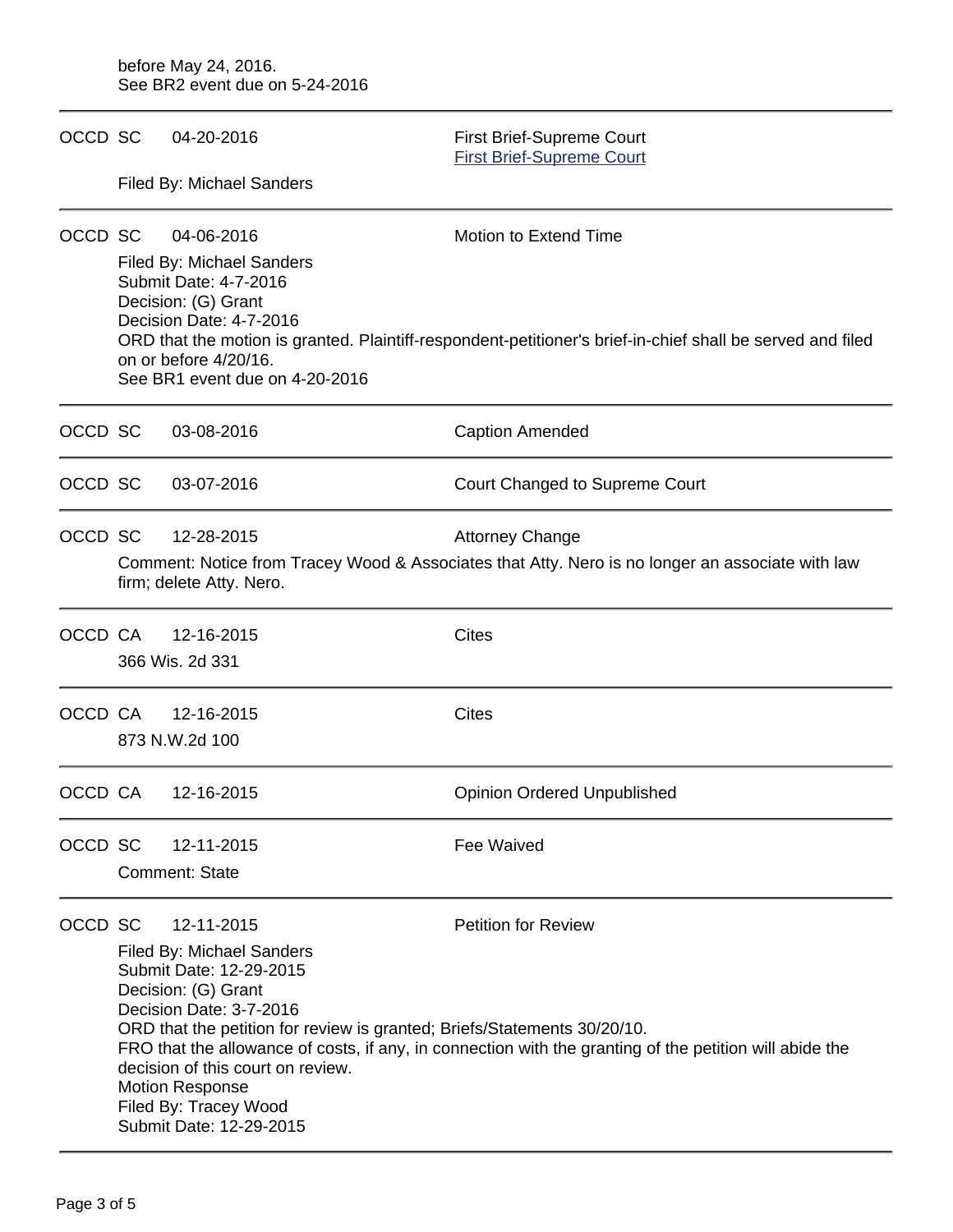before May 24, 2016.
See BR2 event due on 5-24-2016

---

OCCD SC 04-20-2016 First Brief-Supreme Court
First Brief-Supreme Court

Filed By: Michael Sanders

---

OCCD SC 04-06-2016 Motion to Extend Time

Filed By: Michael Sanders
Submit Date: 4-7-2016
Decision: (G) Grant
Decision Date: 4-7-2016
ORD that the motion is granted. Plaintiff-respondent-petitioner's brief-in-chief shall be served and filed on or before 4/20/16.
See BR1 event due on 4-20-2016

---

OCCD SC 03-08-2016 Caption Amended

---

OCCD SC 03-07-2016 Court Changed to Supreme Court

---

OCCD SC 12-28-2015 Attorney Change

Comment: Notice from Tracey Wood & Associates that Atty. Nero is no longer an associate with law firm; delete Atty. Nero.

---

OCCD CA 12-16-2015 Cites

366 Wis. 2d 331

---

OCCD CA 12-16-2015 Cites

873 N.W.2d 100

---

OCCD CA 12-16-2015 Opinion Ordered Unpublished

---

OCCD SC 12-11-2015 Fee Waived

Comment: State

---

OCCD SC 12-11-2015 Petition for Review

Filed By: Michael Sanders
Submit Date: 12-29-2015
Decision: (G) Grant
Decision Date: 3-7-2016
ORD that the petition for review is granted; Briefs/Statements 30/20/10.
FRO that the allowance of costs, if any, in connection with the granting of the petition will abide the decision of this court on review.
Motion Response
Filed By: Tracey Wood
Submit Date: 12-29-2015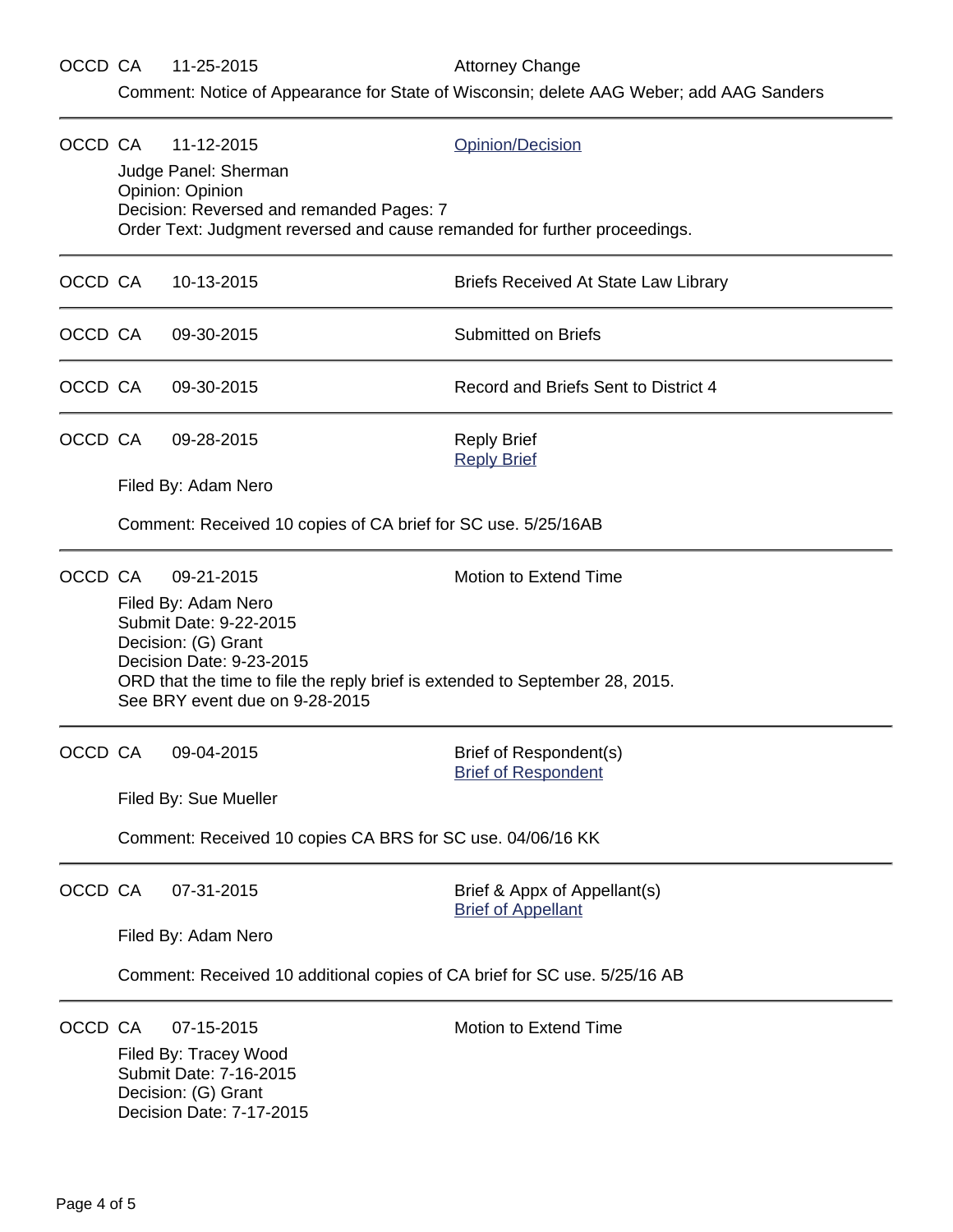OCCD CA 11-25-2015 Attorney Change

Comment: Notice of Appearance for State of Wisconsin; delete AAG Weber; add AAG Sanders

---

OCCD CA 11-12-2015 Opinion/Decision

Judge Panel: Sherman
Opinion: Opinion
Decision: Reversed and remanded Pages: 7
Order Text: Judgment reversed and cause remanded for further proceedings.

---

OCCD CA 10-13-2015 Briefs Received At State Law Library

---

OCCD CA 09-30-2015 Submitted on Briefs

---

OCCD CA 09-30-2015 Record and Briefs Sent to District 4

---

OCCD CA 09-28-2015 Reply Brief
Reply Brief

Filed By: Adam Nero

Comment: Received 10 copies of CA brief for SC use. 5/25/16AB

---

OCCD CA 09-21-2015 Motion to Extend Time

Filed By: Adam Nero
Submit Date: 9-22-2015
Decision: (G) Grant
Decision Date: 9-23-2015
ORD that the time to file the reply brief is extended to September 28, 2015.
See BRY event due on 9-28-2015

---

OCCD CA 09-04-2015 Brief of Respondent(s)
Brief of Respondent

Filed By: Sue Mueller

Comment: Received 10 copies CA BRS for SC use. 04/06/16 KK

---

OCCD CA 07-31-2015 Brief & Appx of Appellant(s)
Brief of Appellant

Filed By: Adam Nero

Comment: Received 10 additional copies of CA brief for SC use. 5/25/16 AB

---

OCCD CA 07-15-2015 Motion to Extend Time

Filed By: Tracey Wood
Submit Date: 7-16-2015
Decision: (G) Grant
Decision Date: 7-17-2015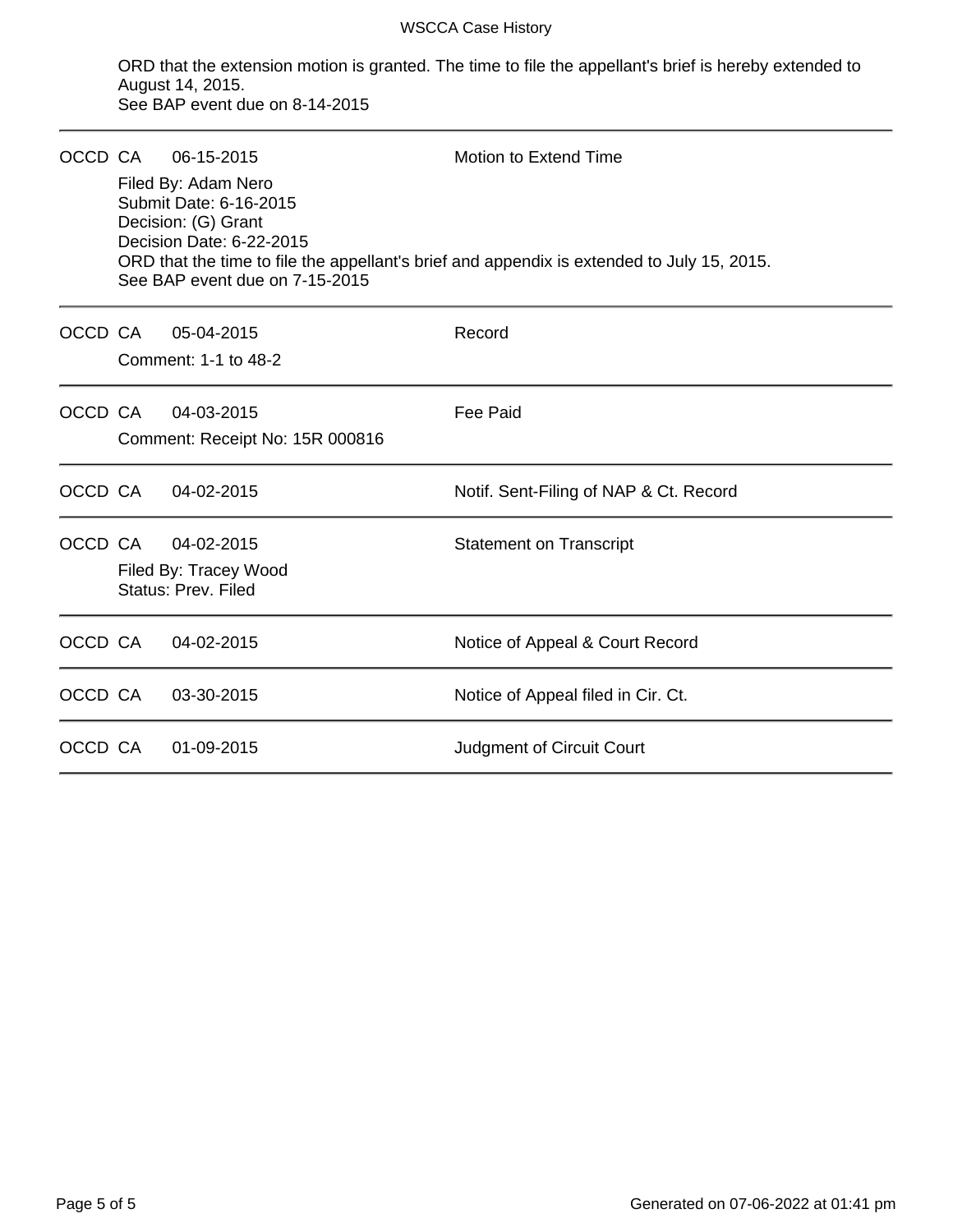ORD that the extension motion is granted. The time to file the appellant's brief is hereby extended to August 14, 2015.
See BAP event due on 8-14-2015

---

OCCD CA 06-15-2015 Motion to Extend Time

Filed By: Adam Nero
Submit Date: 6-16-2015
Decision: (G) Grant
Decision Date: 6-22-2015
ORD that the time to file the appellant's brief and appendix is extended to July 15, 2015.
See BAP event due on 7-15-2015

---

OCCD CA 05-04-2015 Record

Comment: 1-1 to 48-2

---

OCCD CA 04-03-2015 Fee Paid

Comment: Receipt No: 15R 000816

---

OCCD CA 04-02-2015 Notif. Sent-Filing of NAP & Ct. Record

---

OCCD CA 04-02-2015 Statement on Transcript

Filed By: Tracey Wood
Status: Prev. Filed

---

OCCD CA 04-02-2015 Notice of Appeal & Court Record

---

OCCD CA 03-30-2015 Notice of Appeal filed in Cir. Ct.

---

OCCD CA 01-09-2015 Judgment of Circuit Court